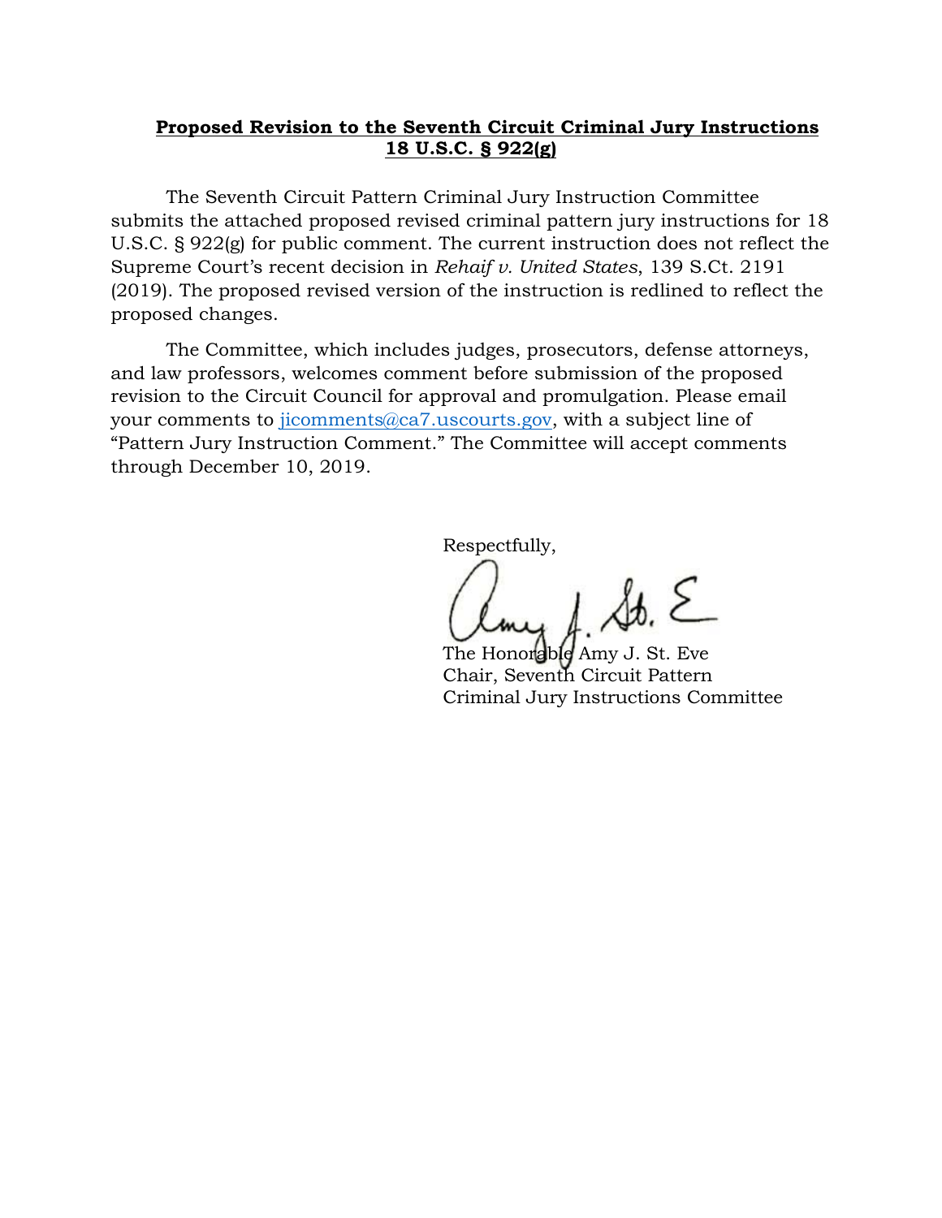**<u>Proposed Revision to the Seventh Circuit Criminal Jury Instructions</u>**
**<u>18 U.S.C. § 922(g)</u>**

The Seventh Circuit Pattern Criminal Jury Instruction Committee submits the attached proposed revised criminal pattern jury instructions for 18 U.S.C. § 922(g) for public comment. The current instruction does not reflect the Supreme Court's recent decision in *Rehaif v. United States*, 139 S.Ct. 2191 (2019). The proposed revised version of the instruction is redlined to reflect the proposed changes.

The Committee, which includes judges, prosecutors, defense attorneys, and law professors, welcomes comment before submission of the proposed revision to the Circuit Council for approval and promulgation. Please email your comments to jicomments@ca7.uscourts.gov, with a subject line of "Pattern Jury Instruction Comment." The Committee will accept comments through December 10, 2019.

Respectfully,

Amy J. St. Eve

The Honorable Amy J. St. Eve
Chair, Seventh Circuit Pattern
Criminal Jury Instructions Committee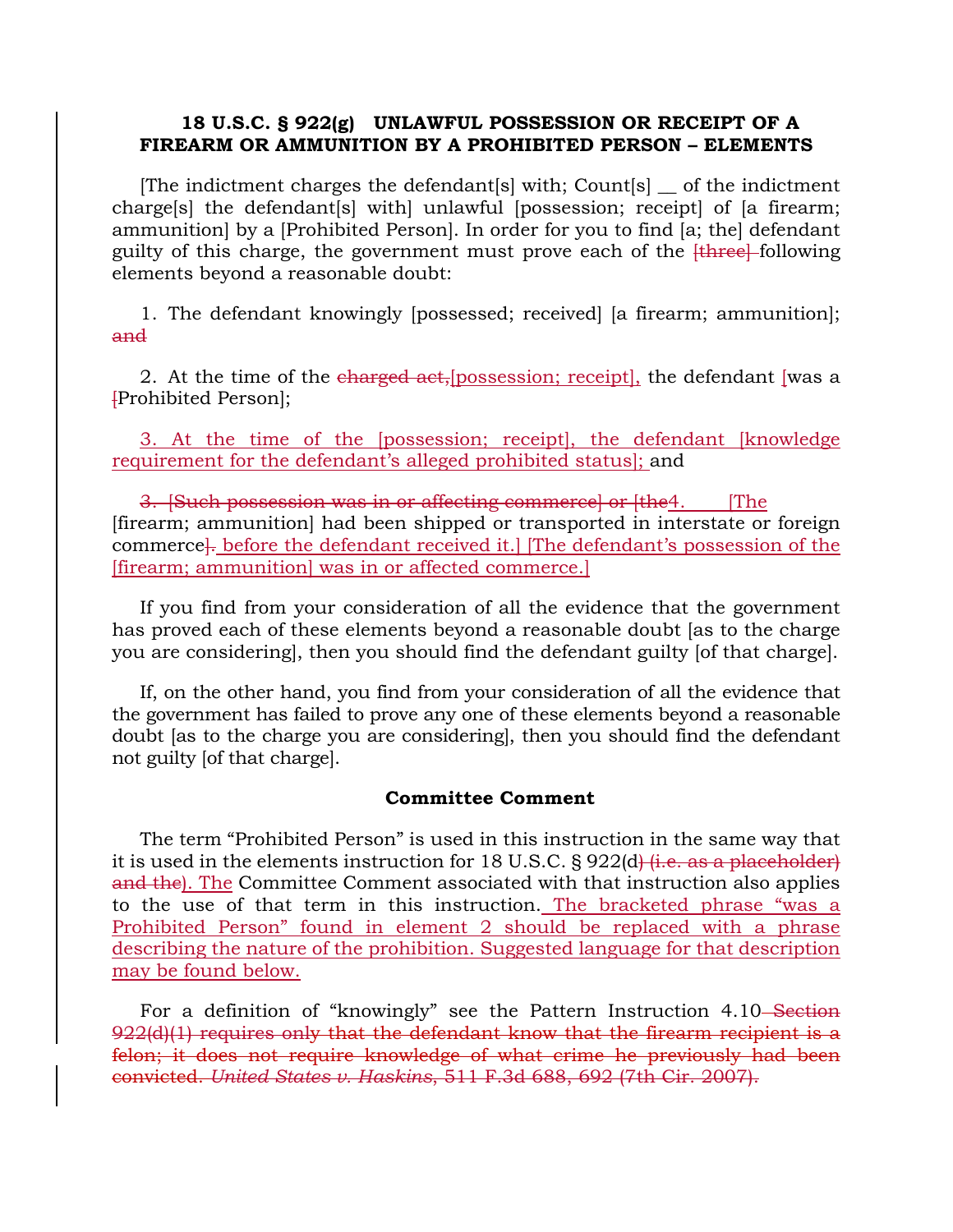**18 U.S.C. § 922(g) UNLAWFUL POSSESSION OR RECEIPT OF A FIREARM OR AMMUNITION BY A PROHIBITED PERSON – ELEMENTS**

[The indictment charges the defendant[s] with; Count[s] __ of the indictment charge[s] the defendant[s] with] unlawful [possession; receipt] of [a firearm; ammunition] by a [Prohibited Person]. In order for you to find [a; the] defendant guilty of this charge, the government must prove each of the ~~[three]~~ following elements beyond a reasonable doubt:

1. The defendant knowingly [possessed; received] [a firearm; ammunition]; ~~and~~

2. At the time of the ~~charged act,~~[possession; receipt], the defendant [was a ~~[~~Prohibited Person];

3. At the time of the [possession; receipt], the defendant [knowledge requirement for the defendant's alleged prohibited status]; and

~~3. [Such possession was in or affecting commerce] or [the~~4. [The [firearm; ammunition] had been shipped or transported in interstate or foreign commerce~~].~~ before the defendant received it.] [The defendant's possession of the [firearm; ammunition] was in or affected commerce.]

If you find from your consideration of all the evidence that the government has proved each of these elements beyond a reasonable doubt [as to the charge you are considering], then you should find the defendant guilty [of that charge].

If, on the other hand, you find from your consideration of all the evidence that the government has failed to prove any one of these elements beyond a reasonable doubt [as to the charge you are considering], then you should find the defendant not guilty [of that charge].

**Committee Comment**

The term "Prohibited Person" is used in this instruction in the same way that it is used in the elements instruction for 18 U.S.C. § 922(d~~) (i.e. as a placeholder) and the~~). The Committee Comment associated with that instruction also applies to the use of that term in this instruction. The bracketed phrase "was a Prohibited Person" found in element 2 should be replaced with a phrase describing the nature of the prohibition. Suggested language for that description may be found below.

For a definition of "knowingly" see the Pattern Instruction 4.10~~ Section 922(d)(1) requires only that the defendant know that the firearm recipient is a felon; it does not require knowledge of what crime he previously had been convicted. *United States v. Haskins*, 511 F.3d 688, 692 (7th Cir. 2007).~~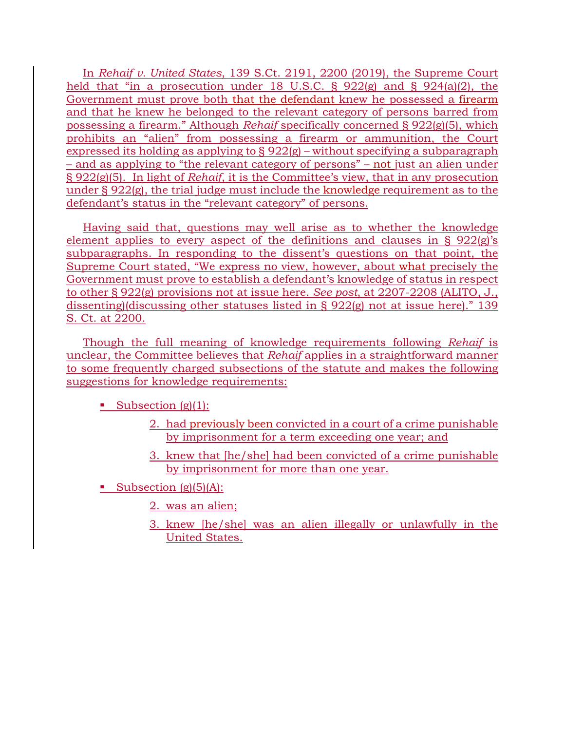In *Rehaif v. United States*, 139 S.Ct. 2191, 2200 (2019), the Supreme Court held that "in a prosecution under 18 U.S.C. § 922(g) and § 924(a)(2), the Government must prove both that the defendant knew he possessed a firearm and that he knew he belonged to the relevant category of persons barred from possessing a firearm." Although *Rehaif* specifically concerned § 922(g)(5), which prohibits an "alien" from possessing a firearm or ammunition, the Court expressed its holding as applying to § 922(g) – without specifying a subparagraph – and as applying to "the relevant category of persons" – not just an alien under § 922(g)(5). In light of *Rehaif*, it is the Committee's view, that in any prosecution under § 922(g), the trial judge must include the knowledge requirement as to the defendant's status in the "relevant category" of persons.

Having said that, questions may well arise as to whether the knowledge element applies to every aspect of the definitions and clauses in § 922(g)'s subparagraphs. In responding to the dissent's questions on that point, the Supreme Court stated, "We express no view, however, about what precisely the Government must prove to establish a defendant's knowledge of status in respect to other § 922(g) provisions not at issue here. *See post*, at 2207-2208 (ALITO, J., dissenting)(discussing other statuses listed in § 922(g) not at issue here)." 139 S. Ct. at 2200.

Though the full meaning of knowledge requirements following *Rehaif* is unclear, the Committee believes that *Rehaif* applies in a straightforward manner to some frequently charged subsections of the statute and makes the following suggestions for knowledge requirements:

- Subsection (g)(1):

  2. had previously been convicted in a court of a crime punishable by imprisonment for a term exceeding one year; and
  3. knew that [he/she] had been convicted of a crime punishable by imprisonment for more than one year.

- Subsection (g)(5)(A):

  2. was an alien;
  3. knew [he/she] was an alien illegally or unlawfully in the United States.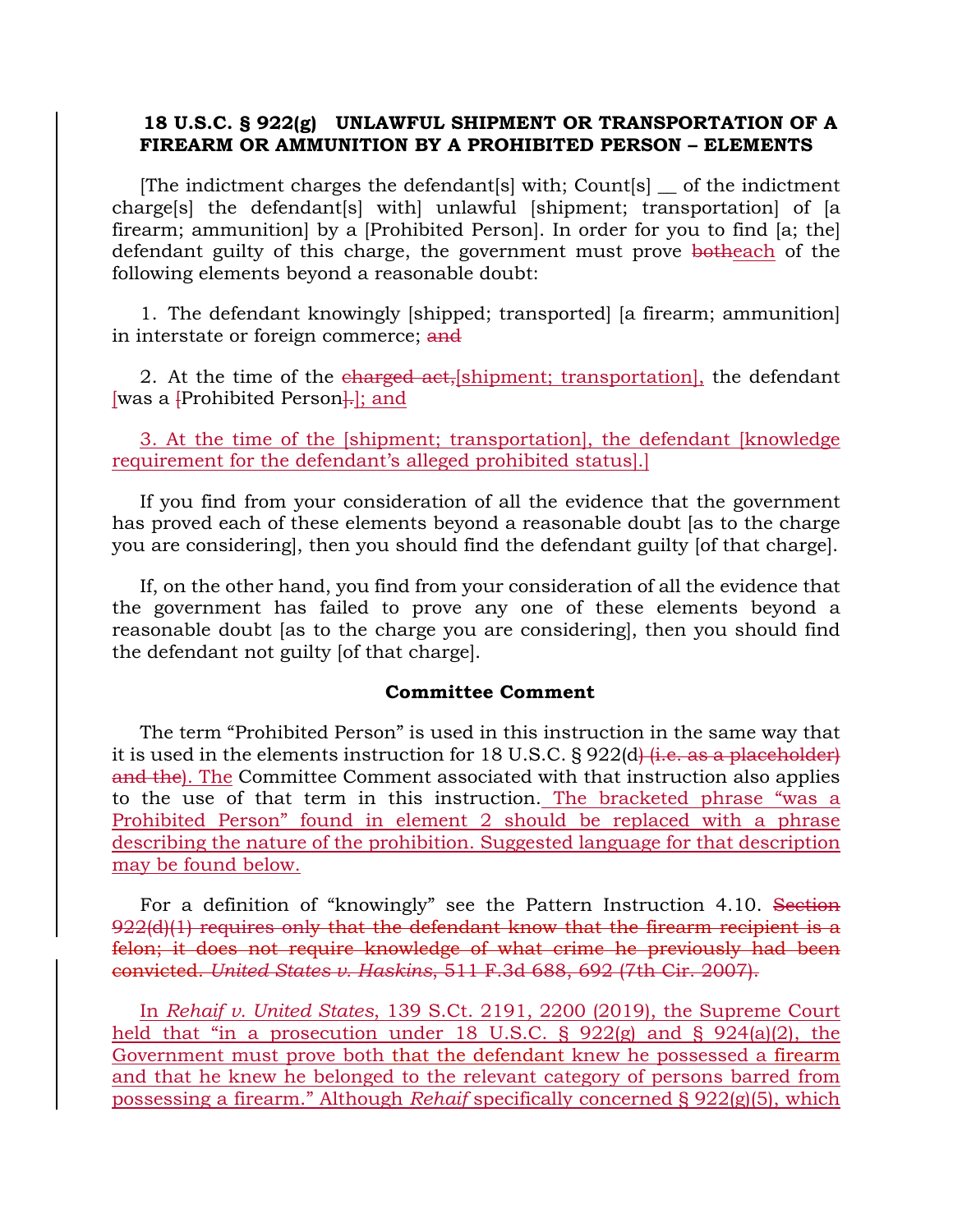**18 U.S.C. § 922(g) UNLAWFUL SHIPMENT OR TRANSPORTATION OF A FIREARM OR AMMUNITION BY A PROHIBITED PERSON – ELEMENTS**

[The indictment charges the defendant[s] with; Count[s] __ of the indictment charge[s] the defendant[s] with] unlawful [shipment; transportation] of [a firearm; ammunition] by a [Prohibited Person]. In order for you to find [a; the] defendant guilty of this charge, the government must prove ~~both~~each of the following elements beyond a reasonable doubt:

1. The defendant knowingly [shipped; transported] [a firearm; ammunition] in interstate or foreign commerce; ~~and~~

2. At the time of the ~~charged act,~~[shipment; transportation], the defendant [was a ~~[~~Prohibited Person~~].~~]; and

3. At the time of the [shipment; transportation], the defendant [knowledge requirement for the defendant's alleged prohibited status].]

If you find from your consideration of all the evidence that the government has proved each of these elements beyond a reasonable doubt [as to the charge you are considering], then you should find the defendant guilty [of that charge].

If, on the other hand, you find from your consideration of all the evidence that the government has failed to prove any one of these elements beyond a reasonable doubt [as to the charge you are considering], then you should find the defendant not guilty [of that charge].

**Committee Comment**

The term "Prohibited Person" is used in this instruction in the same way that it is used in the elements instruction for 18 U.S.C. § 922(d~~) (i.e. as a placeholder) and the~~). The Committee Comment associated with that instruction also applies to the use of that term in this instruction. The bracketed phrase "was a Prohibited Person" found in element 2 should be replaced with a phrase describing the nature of the prohibition. Suggested language for that description may be found below.

For a definition of "knowingly" see the Pattern Instruction 4.10. ~~Section 922(d)(1) requires only that the defendant know that the firearm recipient is a felon; it does not require knowledge of what crime he previously had been convicted. *United States v. Haskins*, 511 F.3d 688, 692 (7th Cir. 2007).~~

In *Rehaif v. United States*, 139 S.Ct. 2191, 2200 (2019), the Supreme Court held that "in a prosecution under 18 U.S.C. § 922(g) and § 924(a)(2), the Government must prove both that the defendant knew he possessed a firearm and that he knew he belonged to the relevant category of persons barred from possessing a firearm." Although *Rehaif* specifically concerned § 922(g)(5), which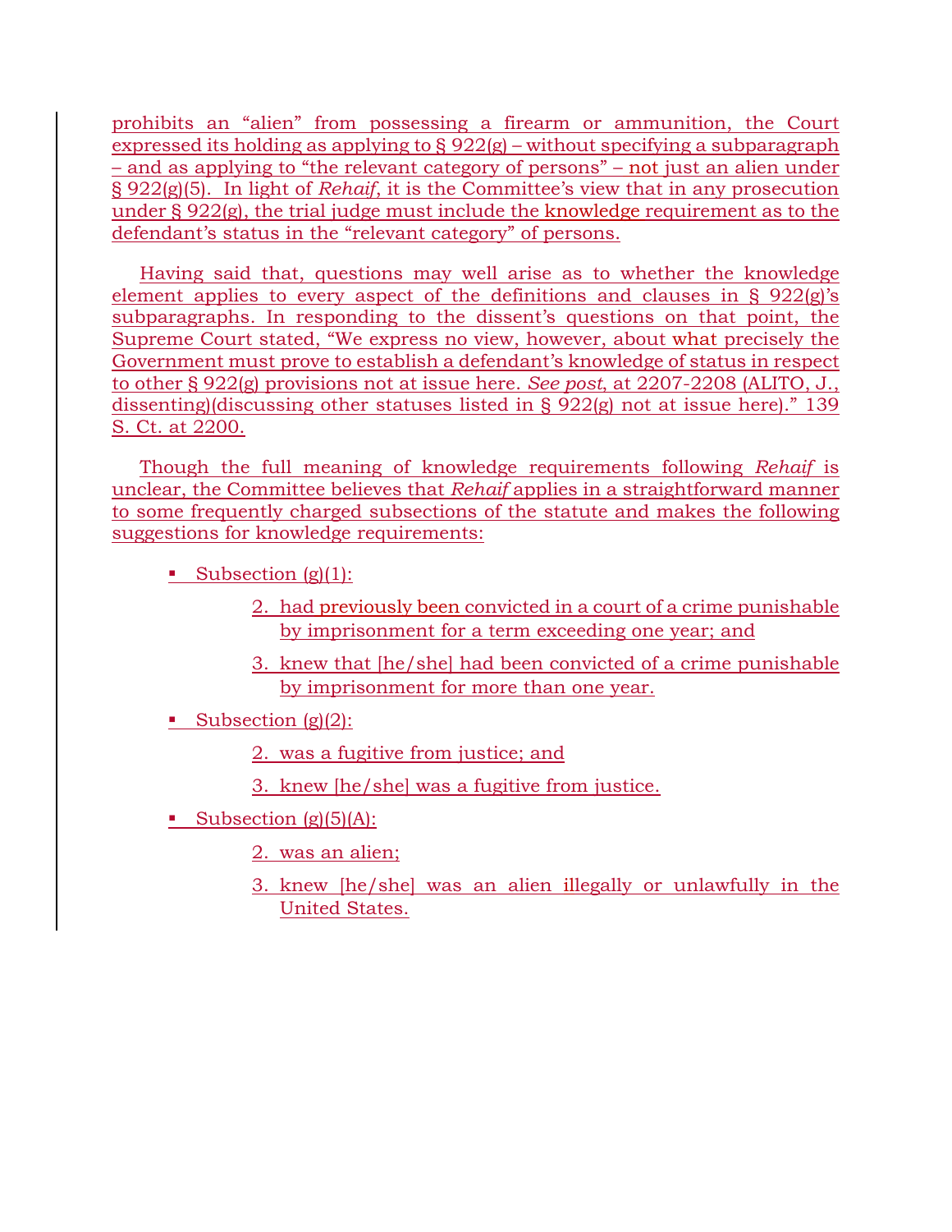prohibits an "alien" from possessing a firearm or ammunition, the Court expressed its holding as applying to § 922(g) – without specifying a subparagraph – and as applying to "the relevant category of persons" – not just an alien under § 922(g)(5). In light of *Rehaif*, it is the Committee's view that in any prosecution under § 922(g), the trial judge must include the knowledge requirement as to the defendant's status in the "relevant category" of persons.

Having said that, questions may well arise as to whether the knowledge element applies to every aspect of the definitions and clauses in § 922(g)'s subparagraphs. In responding to the dissent's questions on that point, the Supreme Court stated, "We express no view, however, about what precisely the Government must prove to establish a defendant's knowledge of status in respect to other § 922(g) provisions not at issue here. *See post*, at 2207-2208 (ALITO, J., dissenting)(discussing other statuses listed in § 922(g) not at issue here)." 139 S. Ct. at 2200.

Though the full meaning of knowledge requirements following *Rehaif* is unclear, the Committee believes that *Rehaif* applies in a straightforward manner to some frequently charged subsections of the statute and makes the following suggestions for knowledge requirements:

- Subsection (g)(1):
  2. had previously been convicted in a court of a crime punishable by imprisonment for a term exceeding one year; and
  3. knew that [he/she] had been convicted of a crime punishable by imprisonment for more than one year.
- Subsection (g)(2):
  2. was a fugitive from justice; and
  3. knew [he/she] was a fugitive from justice.
- Subsection (g)(5)(A):
  2. was an alien;
  3. knew [he/she] was an alien illegally or unlawfully in the United States.